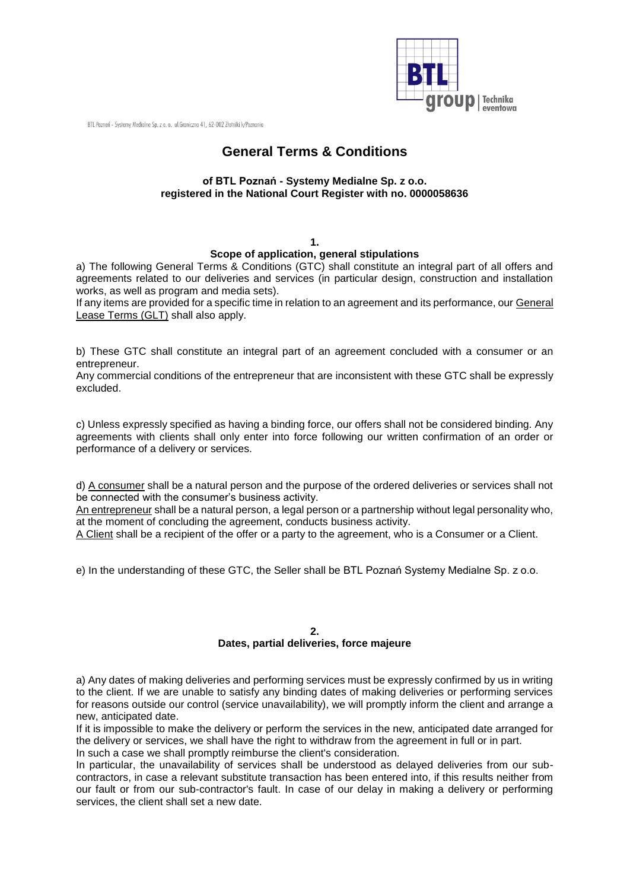# General Terms & Conditions

**of BTL Poznań - Systemy Medialne Sp. z o.o.**
**registered in the National Court Register with no. 0000058636**

## 1.
## Scope of application, general stipulations

a) The following General Terms & Conditions (GTC) shall constitute an integral part of all offers and agreements related to our deliveries and services (in particular design, construction and installation works, as well as program and media sets).
If any items are provided for a specific time in relation to an agreement and its performance, our General Lease Terms (GLT) shall also apply.

b) These GTC shall constitute an integral part of an agreement concluded with a consumer or an entrepreneur.
Any commercial conditions of the entrepreneur that are inconsistent with these GTC shall be expressly excluded.

c) Unless expressly specified as having a binding force, our offers shall not be considered binding. Any agreements with clients shall only enter into force following our written confirmation of an order or performance of a delivery or services.

d) A consumer shall be a natural person and the purpose of the ordered deliveries or services shall not be connected with the consumer's business activity.
An entrepreneur shall be a natural person, a legal person or a partnership without legal personality who, at the moment of concluding the agreement, conducts business activity.
A Client shall be a recipient of the offer or a party to the agreement, who is a Consumer or a Client.

e) In the understanding of these GTC, the Seller shall be BTL Poznań Systemy Medialne Sp. z o.o.

## 2.
## Dates, partial deliveries, force majeure

a) Any dates of making deliveries and performing services must be expressly confirmed by us in writing to the client. If we are unable to satisfy any binding dates of making deliveries or performing services for reasons outside our control (service unavailability), we will promptly inform the client and arrange a new, anticipated date.
If it is impossible to make the delivery or perform the services in the new, anticipated date arranged for the delivery or services, we shall have the right to withdraw from the agreement in full or in part.
In such a case we shall promptly reimburse the client's consideration.
In particular, the unavailability of services shall be understood as delayed deliveries from our sub-contractors, in case a relevant substitute transaction has been entered into, if this results neither from our fault or from our sub-contractor's fault. In case of our delay in making a delivery or performing services, the client shall set a new date.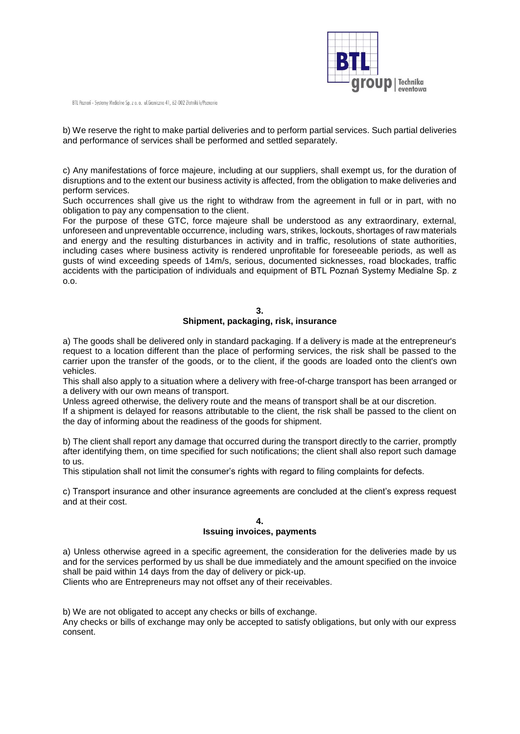b) We reserve the right to make partial deliveries and to perform partial services. Such partial deliveries and performance of services shall be performed and settled separately.

c) Any manifestations of force majeure, including at our suppliers, shall exempt us, for the duration of disruptions and to the extent our business activity is affected, from the obligation to make deliveries and perform services.
Such occurrences shall give us the right to withdraw from the agreement in full or in part, with no obligation to pay any compensation to the client.
For the purpose of these GTC, force majeure shall be understood as any extraordinary, external, unforeseen and unpreventable occurrence, including wars, strikes, lockouts, shortages of raw materials and energy and the resulting disturbances in activity and in traffic, resolutions of state authorities, including cases where business activity is rendered unprofitable for foreseeable periods, as well as gusts of wind exceeding speeds of 14m/s, serious, documented sicknesses, road blockades, traffic accidents with the participation of individuals and equipment of BTL Poznań Systemy Medialne Sp. z o.o.

## 3.
## Shipment, packaging, risk, insurance

a) The goods shall be delivered only in standard packaging. If a delivery is made at the entrepreneur's request to a location different than the place of performing services, the risk shall be passed to the carrier upon the transfer of the goods, or to the client, if the goods are loaded onto the client's own vehicles.
This shall also apply to a situation where a delivery with free-of-charge transport has been arranged or a delivery with our own means of transport.
Unless agreed otherwise, the delivery route and the means of transport shall be at our discretion.
If a shipment is delayed for reasons attributable to the client, the risk shall be passed to the client on the day of informing about the readiness of the goods for shipment.

b) The client shall report any damage that occurred during the transport directly to the carrier, promptly after identifying them, on time specified for such notifications; the client shall also report such damage to us.
This stipulation shall not limit the consumer's rights with regard to filing complaints for defects.

c) Transport insurance and other insurance agreements are concluded at the client's express request and at their cost.

## 4.
## Issuing invoices, payments

a) Unless otherwise agreed in a specific agreement, the consideration for the deliveries made by us and for the services performed by us shall be due immediately and the amount specified on the invoice shall be paid within 14 days from the day of delivery or pick-up.
Clients who are Entrepreneurs may not offset any of their receivables.

b) We are not obligated to accept any checks or bills of exchange.
Any checks or bills of exchange may only be accepted to satisfy obligations, but only with our express consent.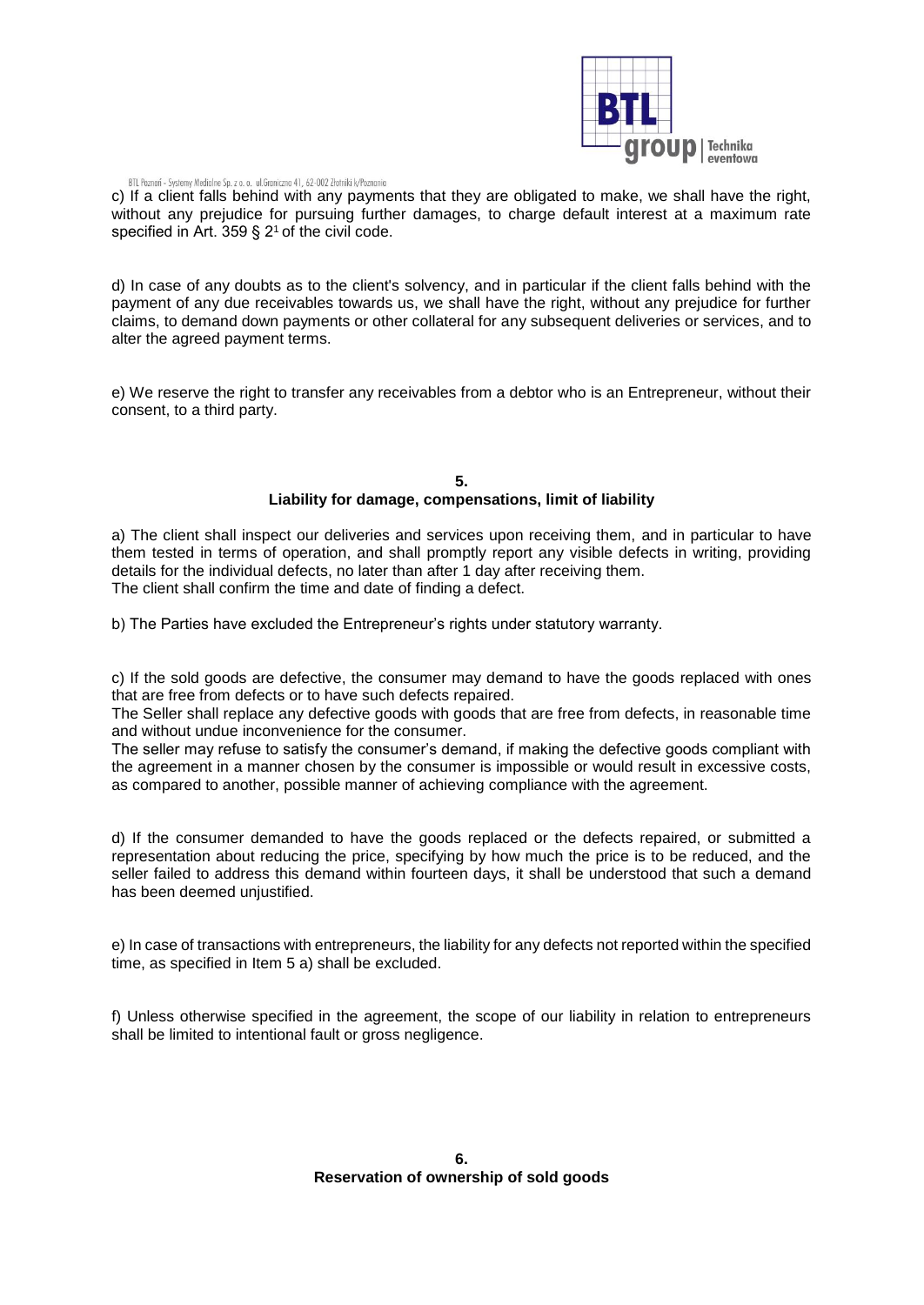c) If a client falls behind with any payments that they are obligated to make, we shall have the right, without any prejudice for pursuing further damages, to charge default interest at a maximum rate specified in Art. 359 § $2^1$ of the civil code.

d) In case of any doubts as to the client's solvency, and in particular if the client falls behind with the payment of any due receivables towards us, we shall have the right, without any prejudice for further claims, to demand down payments or other collateral for any subsequent deliveries or services, and to alter the agreed payment terms.

e) We reserve the right to transfer any receivables from a debtor who is an Entrepreneur, without their consent, to a third party.

**5.**
**Liability for damage, compensations, limit of liability**

a) The client shall inspect our deliveries and services upon receiving them, and in particular to have them tested in terms of operation, and shall promptly report any visible defects in writing, providing details for the individual defects, no later than after 1 day after receiving them.
The client shall confirm the time and date of finding a defect.

b) The Parties have excluded the Entrepreneur's rights under statutory warranty.

c) If the sold goods are defective, the consumer may demand to have the goods replaced with ones that are free from defects or to have such defects repaired.
The Seller shall replace any defective goods with goods that are free from defects, in reasonable time and without undue inconvenience for the consumer.
The seller may refuse to satisfy the consumer's demand, if making the defective goods compliant with the agreement in a manner chosen by the consumer is impossible or would result in excessive costs, as compared to another, possible manner of achieving compliance with the agreement.

d) If the consumer demanded to have the goods replaced or the defects repaired, or submitted a representation about reducing the price, specifying by how much the price is to be reduced, and the seller failed to address this demand within fourteen days, it shall be understood that such a demand has been deemed unjustified.

e) In case of transactions with entrepreneurs, the liability for any defects not reported within the specified time, as specified in Item 5 a) shall be excluded.

f) Unless otherwise specified in the agreement, the scope of our liability in relation to entrepreneurs shall be limited to intentional fault or gross negligence.

**6.**
**Reservation of ownership of sold goods**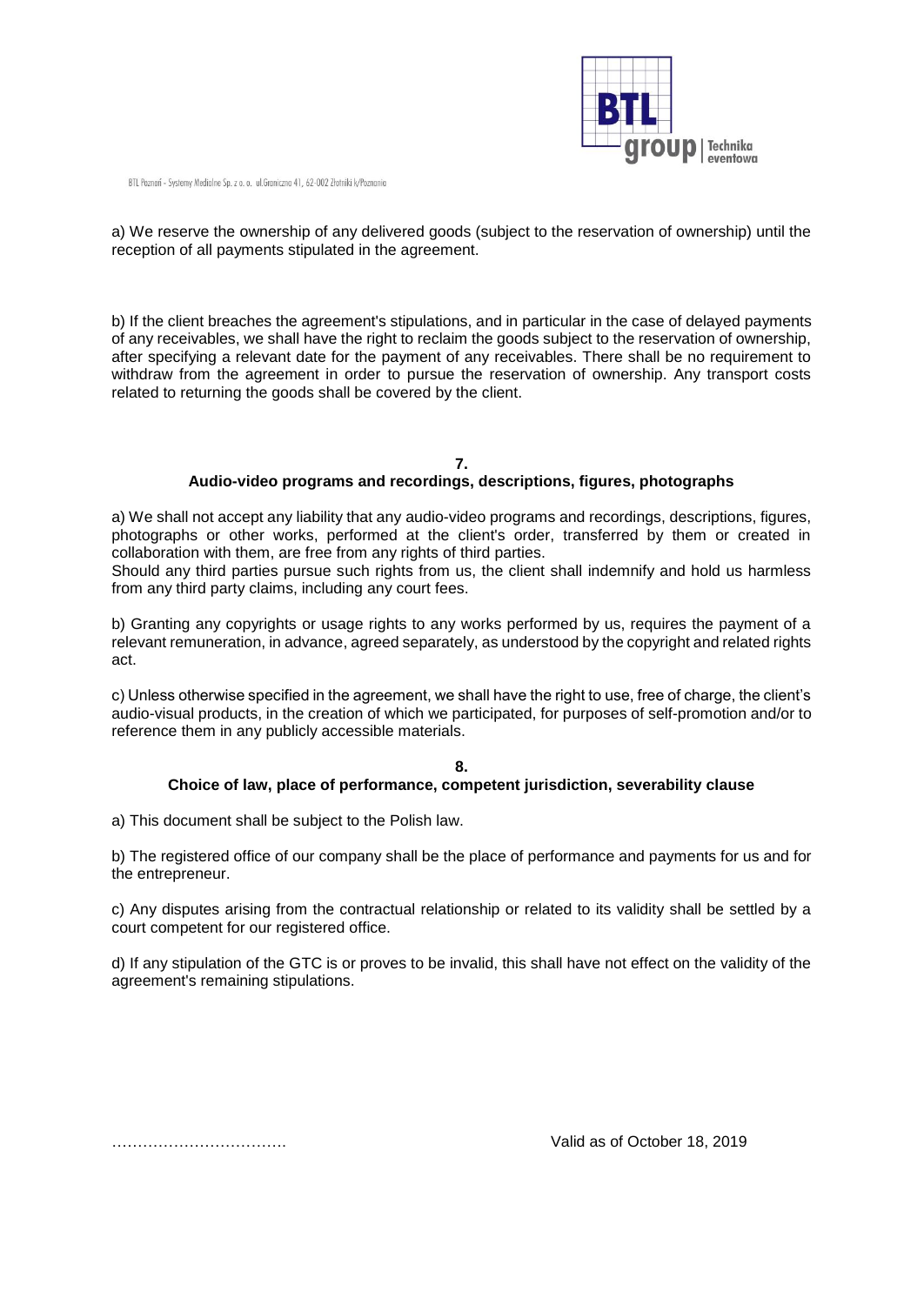a) We reserve the ownership of any delivered goods (subject to the reservation of ownership) until the reception of all payments stipulated in the agreement.

b) If the client breaches the agreement's stipulations, and in particular in the case of delayed payments of any receivables, we shall have the right to reclaim the goods subject to the reservation of ownership, after specifying a relevant date for the payment of any receivables. There shall be no requirement to withdraw from the agreement in order to pursue the reservation of ownership. Any transport costs related to returning the goods shall be covered by the client.

## 7.
## Audio-video programs and recordings, descriptions, figures, photographs

a) We shall not accept any liability that any audio-video programs and recordings, descriptions, figures, photographs or other works, performed at the client's order, transferred by them or created in collaboration with them, are free from any rights of third parties.
Should any third parties pursue such rights from us, the client shall indemnify and hold us harmless from any third party claims, including any court fees.

b) Granting any copyrights or usage rights to any works performed by us, requires the payment of a relevant remuneration, in advance, agreed separately, as understood by the copyright and related rights act.

c) Unless otherwise specified in the agreement, we shall have the right to use, free of charge, the client's audio-visual products, in the creation of which we participated, for purposes of self-promotion and/or to reference them in any publicly accessible materials.

## 8.
## Choice of law, place of performance, competent jurisdiction, severability clause

a) This document shall be subject to the Polish law.

b) The registered office of our company shall be the place of performance and payments for us and for the entrepreneur.

c) Any disputes arising from the contractual relationship or related to its validity shall be settled by a court competent for our registered office.

d) If any stipulation of the GTC is or proves to be invalid, this shall have not effect on the validity of the agreement's remaining stipulations.

……………………………  Valid as of October 18, 2019